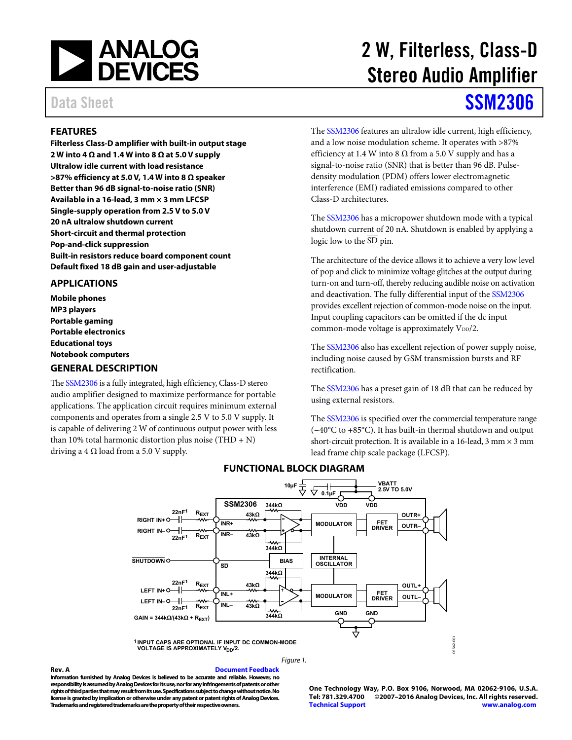# 2 W, Filterless, Class-D Stereo Audio Amplifier

Data Sheet **SSM2306**

## FEATURES

**Filterless Class-D amplifier with built-in output stage**
**2 W into 4 Ω and 1.4 W into 8 Ω at 5.0 V supply**
**Ultralow idle current with load resistance**
**>87% efficiency at 5.0 V, 1.4 W into 8 Ω speaker**
**Better than 96 dB signal-to-noise ratio (SNR)**
**Available in a 16-lead, 3 mm × 3 mm LFCSP**
**Single-supply operation from 2.5 V to 5.0 V**
**20 nA ultralow shutdown current**
**Short-circuit and thermal protection**
**Pop-and-click suppression**
**Built-in resistors reduce board component count**
**Default fixed 18 dB gain and user-adjustable**

## APPLICATIONS

**Mobile phones**
**MP3 players**
**Portable gaming**
**Portable electronics**
**Educational toys**
**Notebook computers**

## GENERAL DESCRIPTION

The SSM2306 is a fully integrated, high efficiency, Class-D stereo audio amplifier designed to maximize performance for portable applications. The application circuit requires minimum external components and operates from a single 2.5 V to 5.0 V supply. It is capable of delivering 2 W of continuous output power with less than 10% total harmonic distortion plus noise (THD + N) driving a 4 Ω load from a 5.0 V supply.

The SSM2306 features an ultralow idle current, high efficiency, and a low noise modulation scheme. It operates with >87% efficiency at 1.4 W into 8 Ω from a 5.0 V supply and has a signal-to-noise ratio (SNR) that is better than 96 dB. Pulse-density modulation (PDM) offers lower electromagnetic interference (EMI) radiated emissions compared to other Class-D architectures.

The SSM2306 has a micropower shutdown mode with a typical shutdown current of 20 nA. Shutdown is enabled by applying a logic low to the $\overline{SD}$ pin.

The architecture of the device allows it to achieve a very low level of pop and click to minimize voltage glitches at the output during turn-on and turn-off, thereby reducing audible noise on activation and deactivation. The fully differential input of the SSM2306 provides excellent rejection of common-mode noise on the input. Input coupling capacitors can be omitted if the dc input common-mode voltage is approximately $V_{DD}/2$.

The SSM2306 also has excellent rejection of power supply noise, including noise caused by GSM transmission bursts and RF rectification.

The SSM2306 has a preset gain of 18 dB that can be reduced by using external resistors.

The SSM2306 is specified over the commercial temperature range (−40°C to +85°C). It has built-in thermal shutdown and output short-circuit protection. It is available in a 16-lead, 3 mm × 3 mm lead frame chip scale package (LFCSP).

## FUNCTIONAL BLOCK DIAGRAM

GAIN = 344kΩ/(43kΩ + $R_{EXT}$)

[1] INPUT CAPS ARE OPTIONAL IF INPUT DC COMMON-MODE VOLTAGE IS APPROXIMATELY $V_{DD}/2$.

Figure 1.

Rev. A

Information furnished by Analog Devices is believed to be accurate and reliable. However, no responsibility is assumed by Analog Devices for its use, nor for any infringements of patents or other rights of third parties that may result from its use. Specifications subject to change without notice. No license is granted by implication or otherwise under any patent or patent rights of Analog Devices. Trademarks and registered trademarks are the property of their respective owners.

One Technology Way, P.O. Box 9106, Norwood, MA 02062-9106, U.S.A.
Tel: 781.329.4700 ©2007–2016 Analog Devices, Inc. All rights reserved.
Technical Support www.analog.com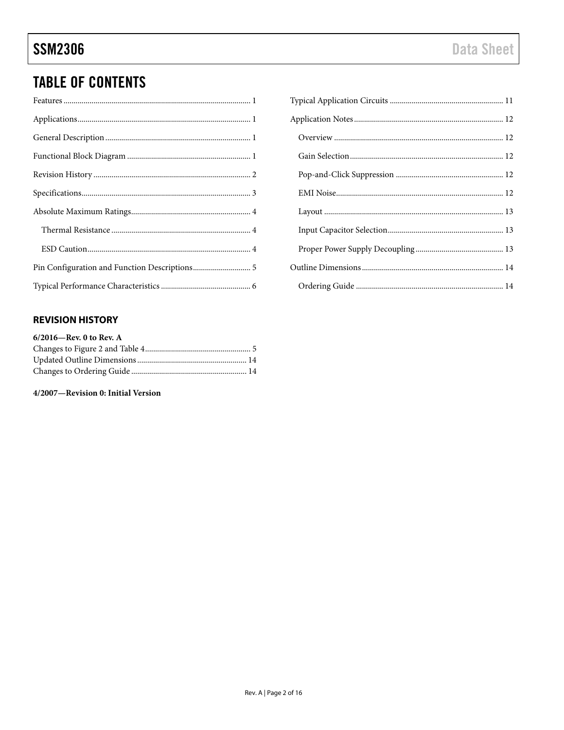## TABLE OF CONTENTS

Features ............................................................................................ 1
Applications...................................................................................... 1
General Description ........................................................................ 1
Functional Block Diagram ............................................................. 1
Revision History .............................................................................. 2
Specifications.................................................................................... 3
Absolute Maximum Ratings............................................................ 4
  Thermal Resistance ...................................................................... 4
  ESD Caution.................................................................................. 4
Pin Configuration and Function Descriptions............................. 5
Typical Performance Characteristics ............................................. 6
Typical Application Circuits ........................................................ 11
Application Notes .......................................................................... 12
  Overview .................................................................................... 12
  Gain Selection............................................................................ 12
  Pop-and-Click Suppression ..................................................... 12
  EMI Noise................................................................................... 12
  Layout ......................................................................................... 13
  Input Capacitor Selection.......................................................... 13
  Proper Power Supply Decoupling............................................ 13
Outline Dimensions ...................................................................... 14
  Ordering Guide ......................................................................... 14

### REVISION HISTORY

**6/2016—Rev. 0 to Rev. A**

Changes to Figure 2 and Table 4.................................................... 5
Updated Outline Dimensions ...................................................... 14
Changes to Ordering Guide ......................................................... 14

**4/2007—Revision 0: Initial Version**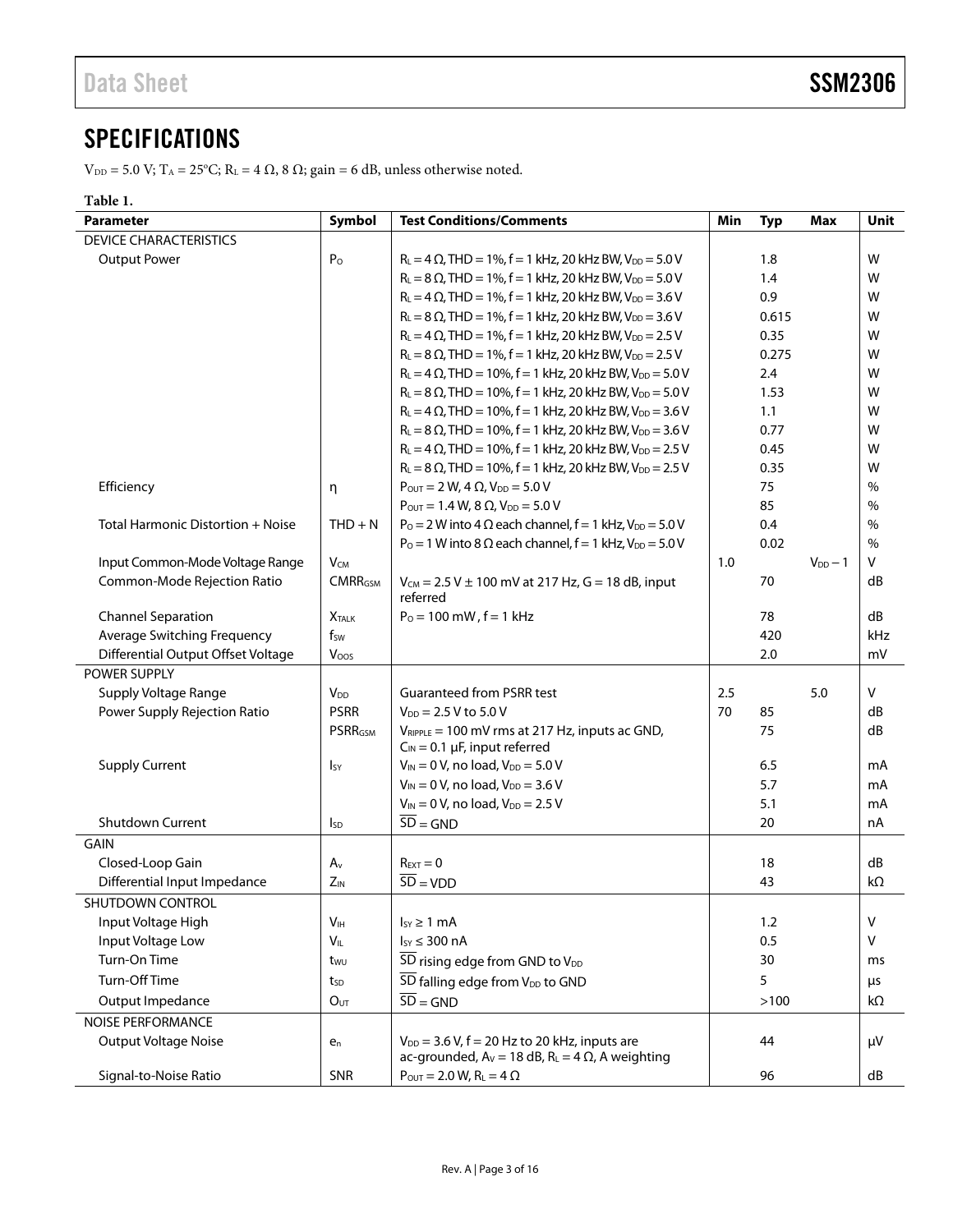## SPECIFICATIONS

$V_{DD}$ = 5.0 V; $T_A$ = 25°C; $R_L$ = 4 Ω, 8 Ω; gain = 6 dB, unless otherwise noted.

**Table 1.**

| Parameter | Symbol | Test Conditions/Comments | Min | Typ | Max | Unit |
|---|---|---|---|---|---|---|
| DEVICE CHARACTERISTICS | | | | | | |
| Output Power | $P_O$ | $R_L$ = 4 Ω, THD = 1%, f = 1 kHz, 20 kHz BW, $V_{DD}$ = 5.0 V | | 1.8 | | W |
| | | $R_L$ = 8 Ω, THD = 1%, f = 1 kHz, 20 kHz BW, $V_{DD}$ = 5.0 V | | 1.4 | | W |
| | | $R_L$ = 4 Ω, THD = 1%, f = 1 kHz, 20 kHz BW, $V_{DD}$ = 3.6 V | | 0.9 | | W |
| | | $R_L$ = 8 Ω, THD = 1%, f = 1 kHz, 20 kHz BW, $V_{DD}$ = 3.6 V | | 0.615 | | W |
| | | $R_L$ = 4 Ω, THD = 1%, f = 1 kHz, 20 kHz BW, $V_{DD}$ = 2.5 V | | 0.35 | | W |
| | | $R_L$ = 8 Ω, THD = 1%, f = 1 kHz, 20 kHz BW, $V_{DD}$ = 2.5 V | | 0.275 | | W |
| | | $R_L$ = 4 Ω, THD = 10%, f = 1 kHz, 20 kHz BW, $V_{DD}$ = 5.0 V | | 2.4 | | W |
| | | $R_L$ = 8 Ω, THD = 10%, f = 1 kHz, 20 kHz BW, $V_{DD}$ = 5.0 V | | 1.53 | | W |
| | | $R_L$ = 4 Ω, THD = 10%, f = 1 kHz, 20 kHz BW, $V_{DD}$ = 3.6 V | | 1.1 | | W |
| | | $R_L$ = 8 Ω, THD = 10%, f = 1 kHz, 20 kHz BW, $V_{DD}$ = 3.6 V | | 0.77 | | W |
| | | $R_L$ = 4 Ω, THD = 10%, f = 1 kHz, 20 kHz BW, $V_{DD}$ = 2.5 V | | 0.45 | | W |
| | | $R_L$ = 8 Ω, THD = 10%, f = 1 kHz, 20 kHz BW, $V_{DD}$ = 2.5 V | | 0.35 | | W |
| Efficiency | η | $P_{OUT}$ = 2 W, 4 Ω, $V_{DD}$ = 5.0 V | | 75 | | % |
| | | $P_{OUT}$ = 1.4 W, 8 Ω, $V_{DD}$ = 5.0 V | | 85 | | % |
| Total Harmonic Distortion + Noise | THD + N | $P_O$ = 2 W into 4 Ω each channel, f = 1 kHz, $V_{DD}$ = 5.0 V | | 0.4 | | % |
| | | $P_O$ = 1 W into 8 Ω each channel, f = 1 kHz, $V_{DD}$ = 5.0 V | | 0.02 | | % |
| Input Common-Mode Voltage Range | $V_{CM}$ | | 1.0 | | $V_{DD}$ − 1 | V |
| Common-Mode Rejection Ratio | $CMRR_{GSM}$ | $V_{CM}$ = 2.5 V ± 100 mV at 217 Hz, G = 18 dB, input referred | | 70 | | dB |
| Channel Separation | $X_{TALK}$ | $P_O$ = 100 mW, f = 1 kHz | | 78 | | dB |
| Average Switching Frequency | $f_{SW}$ | | | 420 | | kHz |
| Differential Output Offset Voltage | $V_{OOS}$ | | | 2.0 | | mV |
| POWER SUPPLY | | | | | | |
| Supply Voltage Range | $V_{DD}$ | Guaranteed from PSRR test | 2.5 | | 5.0 | V |
| Power Supply Rejection Ratio | PSRR | $V_{DD}$ = 2.5 V to 5.0 V | 70 | 85 | | dB |
| | $PSRR_{GSM}$ | $V_{RIPPLE}$ = 100 mV rms at 217 Hz, inputs ac GND, $C_{IN}$ = 0.1 μF, input referred | | 75 | | dB |
| Supply Current | $I_{SY}$ | $V_{IN}$ = 0 V, no load, $V_{DD}$ = 5.0 V | | 6.5 | | mA |
| | | $V_{IN}$ = 0 V, no load, $V_{DD}$ = 3.6 V | | 5.7 | | mA |
| | | $V_{IN}$ = 0 V, no load, $V_{DD}$ = 2.5 V | | 5.1 | | mA |
| Shutdown Current | $I_{SD}$ | $\overline{SD}$ = GND | | 20 | | nA |
| GAIN | | | | | | |
| Closed-Loop Gain | $A_v$ | $R_{EXT}$ = 0 | | 18 | | dB |
| Differential Input Impedance | $Z_{IN}$ | $\overline{SD}$ = VDD | | 43 | | kΩ |
| SHUTDOWN CONTROL | | | | | | |
| Input Voltage High | $V_{IH}$ | $I_{SY}$ ≥ 1 mA | | 1.2 | | V |
| Input Voltage Low | $V_{IL}$ | $I_{SY}$ ≤ 300 nA | | 0.5 | | V |
| Turn-On Time | $t_{WU}$ | $\overline{SD}$ rising edge from GND to $V_{DD}$ | | 30 | | ms |
| Turn-Off Time | $t_{SD}$ | $\overline{SD}$ falling edge from $V_{DD}$ to GND | | 5 | | μs |
| Output Impedance | $O_{UT}$ | $\overline{SD}$ = GND | | >100 | | kΩ |
| NOISE PERFORMANCE | | | | | | |
| Output Voltage Noise | $e_n$ | $V_{DD}$ = 3.6 V, f = 20 Hz to 20 kHz, inputs are ac-grounded, $A_V$ = 18 dB, $R_L$ = 4 Ω, A weighting | | 44 | | μV |
| Signal-to-Noise Ratio | SNR | $P_{OUT}$ = 2.0 W, $R_L$ = 4 Ω | | 96 | | dB |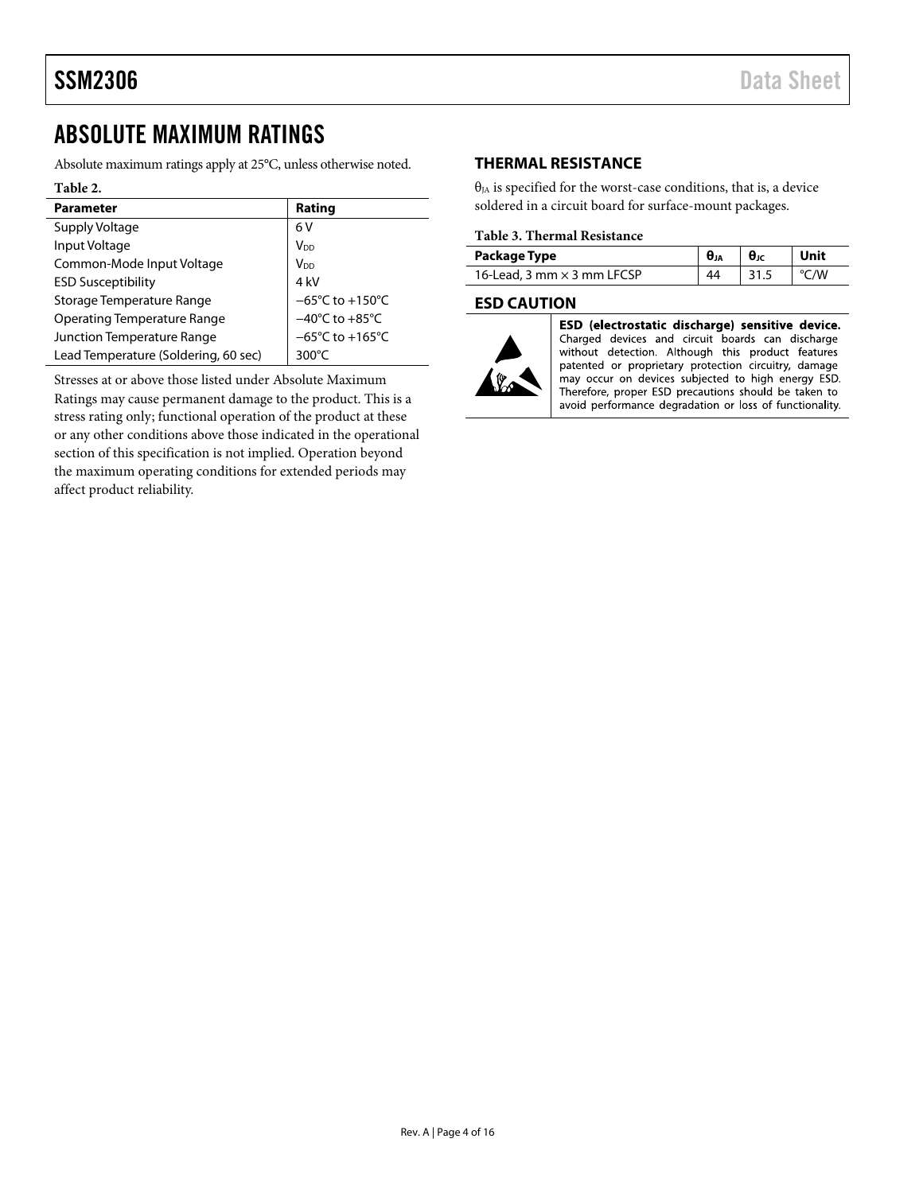## ABSOLUTE MAXIMUM RATINGS

Absolute maximum ratings apply at 25°C, unless otherwise noted.

**Table 2.**

| Parameter | Rating |
| --- | --- |
| Supply Voltage | 6 V |
| Input Voltage | $V_{DD}$ |
| Common-Mode Input Voltage | $V_{DD}$ |
| ESD Susceptibility | 4 kV |
| Storage Temperature Range | −65°C to +150°C |
| Operating Temperature Range | −40°C to +85°C |
| Junction Temperature Range | −65°C to +165°C |
| Lead Temperature (Soldering, 60 sec) | 300°C |

Stresses at or above those listed under Absolute Maximum Ratings may cause permanent damage to the product. This is a stress rating only; functional operation of the product at these or any other conditions above those indicated in the operational section of this specification is not implied. Operation beyond the maximum operating conditions for extended periods may affect product reliability.

### THERMAL RESISTANCE

$\theta_{JA}$ is specified for the worst-case conditions, that is, a device soldered in a circuit board for surface-mount packages.

**Table 3. Thermal Resistance**

| Package Type | $\theta_{JA}$ | $\theta_{JC}$ | Unit |
| --- | --- | --- | --- |
| 16-Lead, 3 mm × 3 mm LFCSP | 44 | 31.5 | °C/W |

### ESD CAUTION

**ESD (electrostatic discharge) sensitive device.** Charged devices and circuit boards can discharge without detection. Although this product features patented or proprietary protection circuitry, damage may occur on devices subjected to high energy ESD. Therefore, proper ESD precautions should be taken to avoid performance degradation or loss of functionality.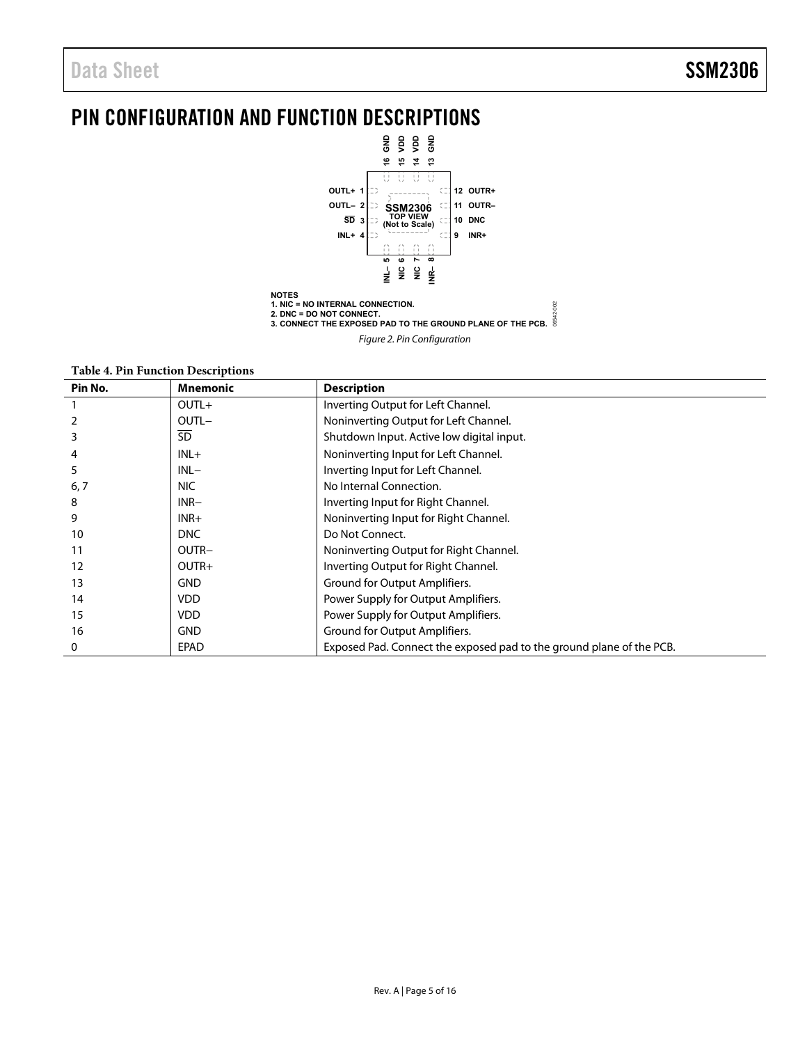# PIN CONFIGURATION AND FUNCTION DESCRIPTIONS

NOTES
1. NIC = NO INTERNAL CONNECTION.
2. DNC = DO NOT CONNECT.
3. CONNECT THE EXPOSED PAD TO THE GROUND PLANE OF THE PCB.

*Figure 2. Pin Configuration*

**Table 4. Pin Function Descriptions**

| Pin No. | Mnemonic | Description |
|---|---|---|
| 1 | OUTL+ | Inverting Output for Left Channel. |
| 2 | OUTL− | Noninverting Output for Left Channel. |
| 3 | $\overline{SD}$ | Shutdown Input. Active low digital input. |
| 4 | INL+ | Noninverting Input for Left Channel. |
| 5 | INL− | Inverting Input for Left Channel. |
| 6, 7 | NIC | No Internal Connection. |
| 8 | INR− | Inverting Input for Right Channel. |
| 9 | INR+ | Noninverting Input for Right Channel. |
| 10 | DNC | Do Not Connect. |
| 11 | OUTR− | Noninverting Output for Right Channel. |
| 12 | OUTR+ | Inverting Output for Right Channel. |
| 13 | GND | Ground for Output Amplifiers. |
| 14 | VDD | Power Supply for Output Amplifiers. |
| 15 | VDD | Power Supply for Output Amplifiers. |
| 16 | GND | Ground for Output Amplifiers. |
| 0 | EPAD | Exposed Pad. Connect the exposed pad to the ground plane of the PCB. |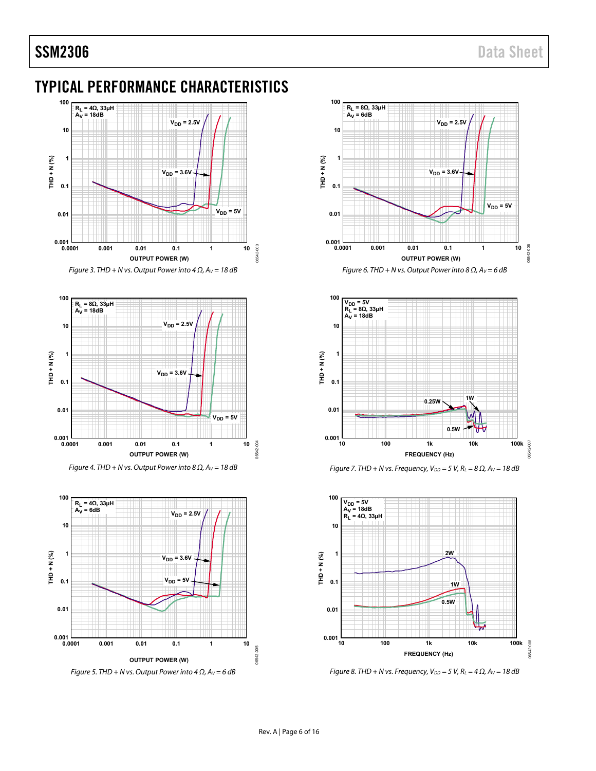# TYPICAL PERFORMANCE CHARACTERISTICS

*Figure 3. THD + N vs. Output Power into 4 Ω, $A_V$ = 18 dB*

*Figure 4. THD + N vs. Output Power into 8 Ω, $A_V$ = 18 dB*

*Figure 5. THD + N vs. Output Power into 4 Ω, $A_V$ = 6 dB*

*Figure 6. THD + N vs. Output Power into 8 Ω, $A_V$ = 6 dB*

*Figure 7. THD + N vs. Frequency, $V_{DD}$ = 5 V, $R_L$ = 8 Ω, $A_V$ = 18 dB*

*Figure 8. THD + N vs. Frequency, $V_{DD}$ = 5 V, $R_L$ = 4 Ω, $A_V$ = 18 dB*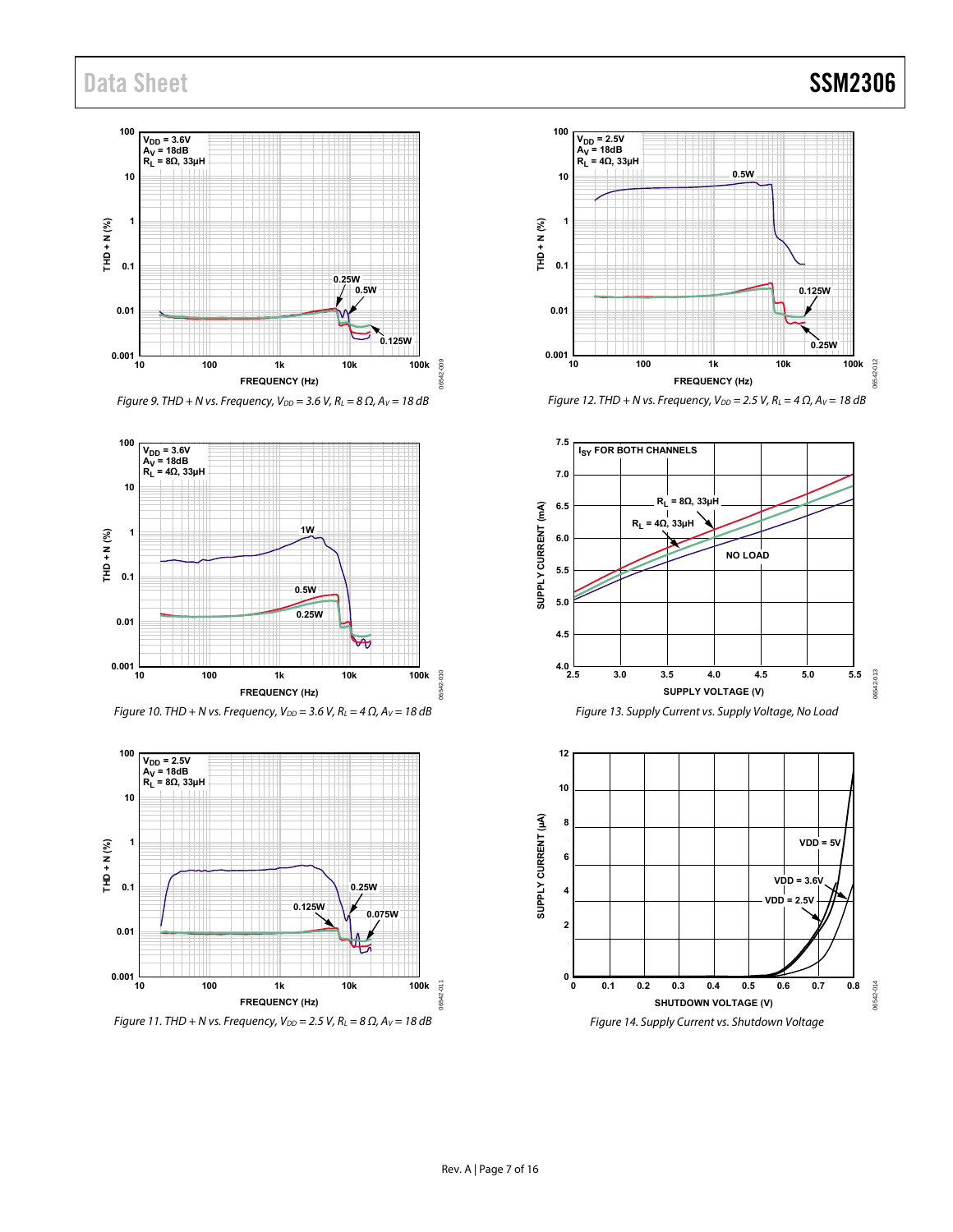Figure 9. THD + N vs. Frequency, $V_{DD}$ = 3.6 V, $R_L$ = 8 Ω, $A_V$ = 18 dB

Figure 10. THD + N vs. Frequency, $V_{DD}$ = 3.6 V, $R_L$ = 4 Ω, $A_V$ = 18 dB

Figure 11. THD + N vs. Frequency, $V_{DD}$ = 2.5 V, $R_L$ = 8 Ω, $A_V$ = 18 dB

Figure 12. THD + N vs. Frequency, $V_{DD}$ = 2.5 V, $R_L$ = 4 Ω, $A_V$ = 18 dB

Figure 13. Supply Current vs. Supply Voltage, No Load

Figure 14. Supply Current vs. Shutdown Voltage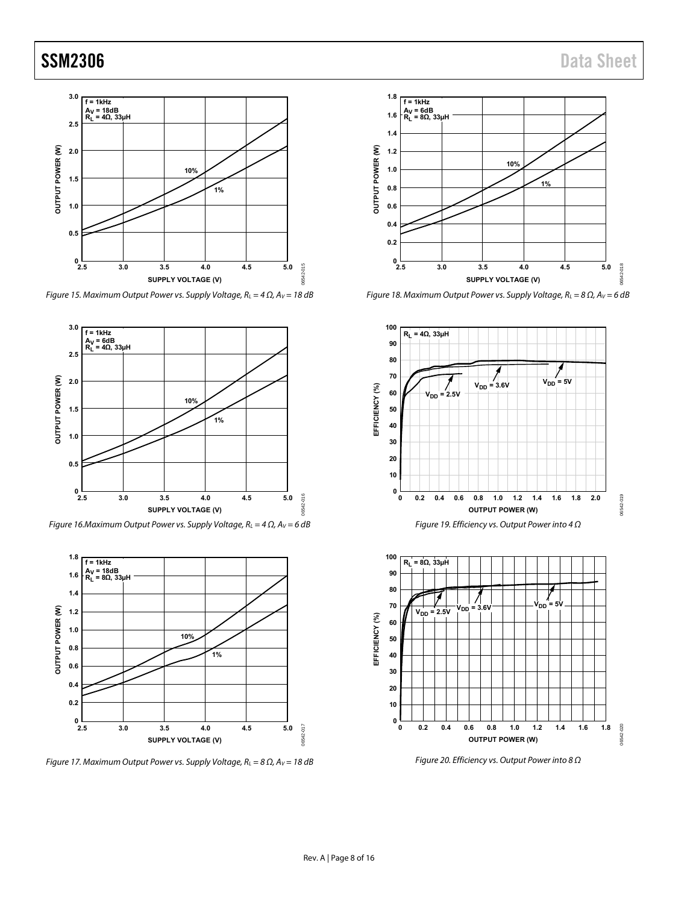Figure 15. Maximum Output Power vs. Supply Voltage, $R_L = 4\ \Omega$, $A_V = 18$ dB

Figure 16.Maximum Output Power vs. Supply Voltage, $R_L = 4\ \Omega$, $A_V = 6$ dB

Figure 17. Maximum Output Power vs. Supply Voltage, $R_L = 8\ \Omega$, $A_V = 18$ dB

Figure 18. Maximum Output Power vs. Supply Voltage, $R_L = 8\ \Omega$, $A_V = 6$ dB

Figure 19. Efficiency vs. Output Power into 4 Ω

Figure 20. Efficiency vs. Output Power into 8 Ω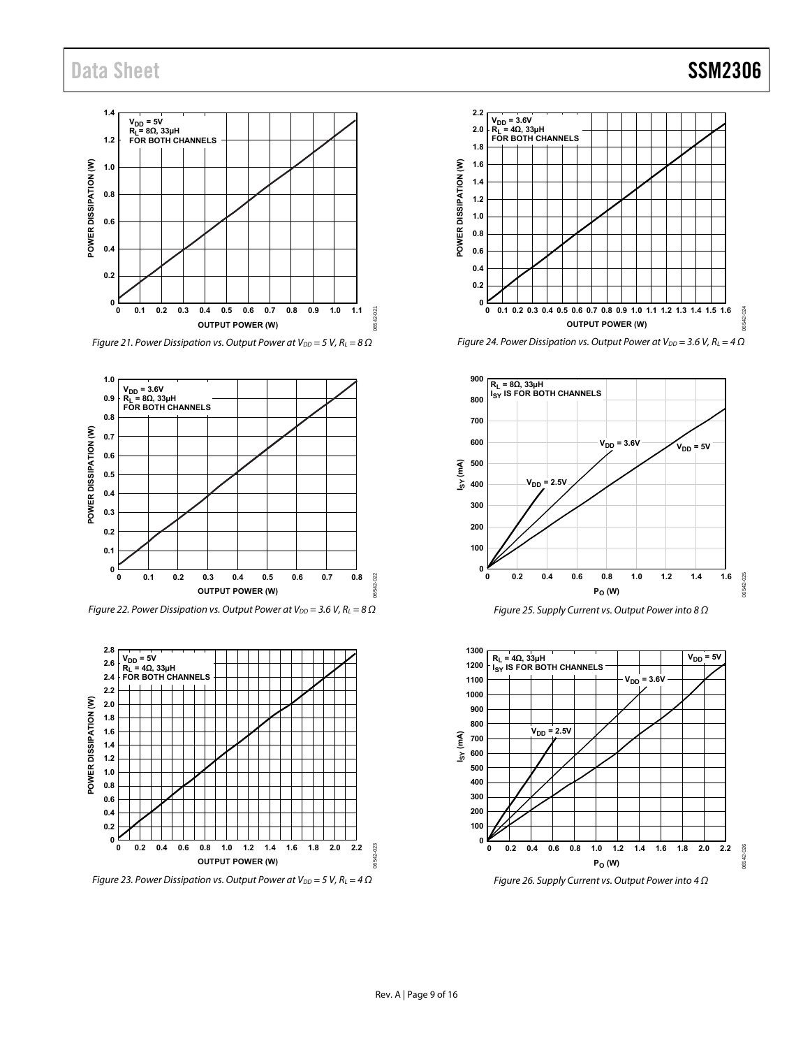Figure 21. Power Dissipation vs. Output Power at $V_{DD}$ = 5 V, $R_L$ = 8 Ω

Figure 22. Power Dissipation vs. Output Power at $V_{DD}$ = 3.6 V, $R_L$ = 8 Ω

Figure 23. Power Dissipation vs. Output Power at $V_{DD}$ = 5 V, $R_L$ = 4 Ω

Figure 24. Power Dissipation vs. Output Power at $V_{DD}$ = 3.6 V, $R_L$ = 4 Ω

Figure 25. Supply Current vs. Output Power into 8 Ω

Figure 26. Supply Current vs. Output Power into 4 Ω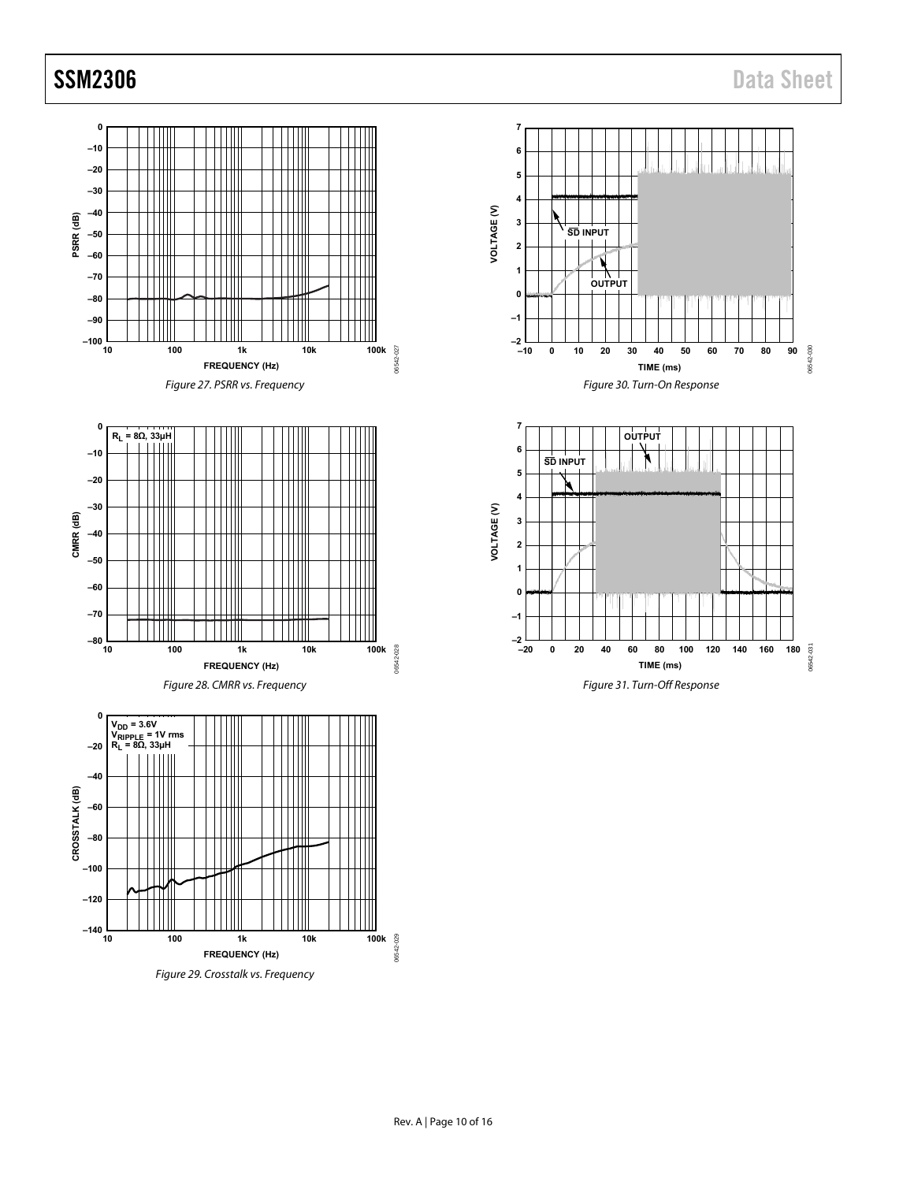Figure 27. PSRR vs. Frequency

Figure 28. CMRR vs. Frequency

Figure 29. Crosstalk vs. Frequency

Figure 30. Turn-On Response

Figure 31. Turn-Off Response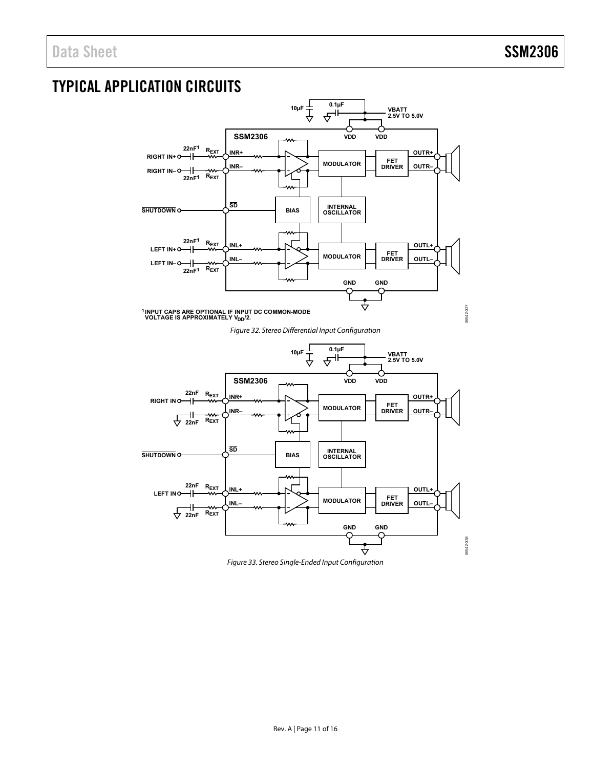# TYPICAL APPLICATION CIRCUITS

Figure 32. Stereo Differential Input Configuration

Figure 33. Stereo Single-Ended Input Configuration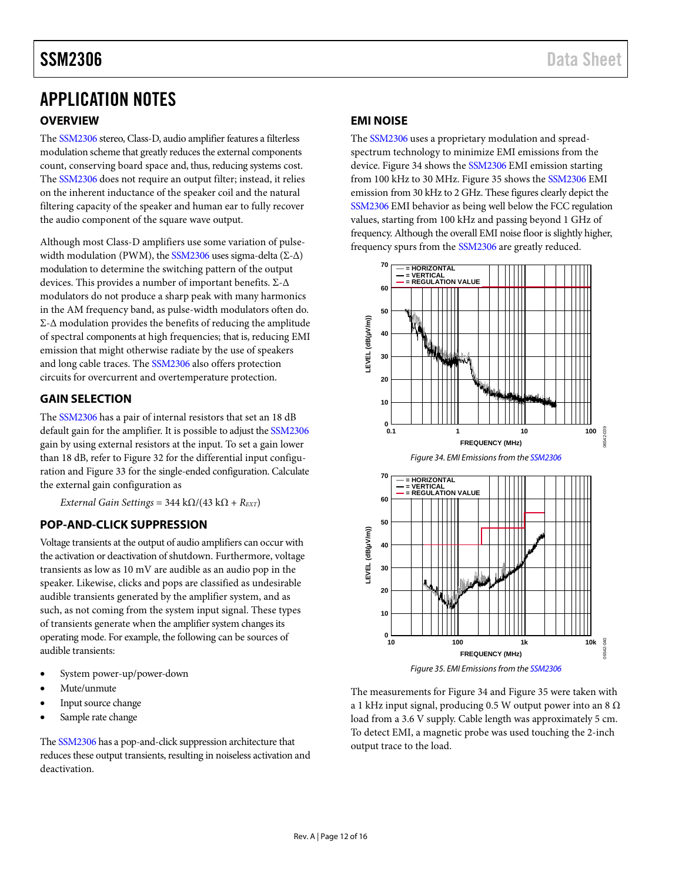# APPLICATION NOTES

## OVERVIEW

The SSM2306 stereo, Class-D, audio amplifier features a filterless modulation scheme that greatly reduces the external components count, conserving board space and, thus, reducing systems cost. The SSM2306 does not require an output filter; instead, it relies on the inherent inductance of the speaker coil and the natural filtering capacity of the speaker and human ear to fully recover the audio component of the square wave output.

Although most Class-D amplifiers use some variation of pulse-width modulation (PWM), the SSM2306 uses sigma-delta (Σ-Δ) modulation to determine the switching pattern of the output devices. This provides a number of important benefits. Σ-Δ modulators do not produce a sharp peak with many harmonics in the AM frequency band, as pulse-width modulators often do. Σ-Δ modulation provides the benefits of reducing the amplitude of spectral components at high frequencies; that is, reducing EMI emission that might otherwise radiate by the use of speakers and long cable traces. The SSM2306 also offers protection circuits for overcurrent and overtemperature protection.

## GAIN SELECTION

The SSM2306 has a pair of internal resistors that set an 18 dB default gain for the amplifier. It is possible to adjust the SSM2306 gain by using external resistors at the input. To set a gain lower than 18 dB, refer to Figure 32 for the differential input configuration and Figure 33 for the single-ended configuration. Calculate the external gain configuration as

$$External\ Gain\ Settings = 344\ k\Omega/(43\ k\Omega + R_{EXT})$$

## POP-AND-CLICK SUPPRESSION

Voltage transients at the output of audio amplifiers can occur with the activation or deactivation of shutdown. Furthermore, voltage transients as low as 10 mV are audible as an audio pop in the speaker. Likewise, clicks and pops are classified as undesirable audible transients generated by the amplifier system, and as such, as not coming from the system input signal. These types of transients generate when the amplifier system changes its operating mode. For example, the following can be sources of audible transients:

- System power-up/power-down
- Mute/unmute
- Input source change
- Sample rate change

The SSM2306 has a pop-and-click suppression architecture that reduces these output transients, resulting in noiseless activation and deactivation.

## EMI NOISE

The SSM2306 uses a proprietary modulation and spread-spectrum technology to minimize EMI emissions from the device. Figure 34 shows the SSM2306 EMI emission starting from 100 kHz to 30 MHz. Figure 35 shows the SSM2306 EMI emission from 30 kHz to 2 GHz. These figures clearly depict the SSM2306 EMI behavior as being well below the FCC regulation values, starting from 100 kHz and passing beyond 1 GHz of frequency. Although the overall EMI noise floor is slightly higher, frequency spurs from the SSM2306 are greatly reduced.

Figure 34. EMI Emissions from the SSM2306

Figure 35. EMI Emissions from the SSM2306

The measurements for Figure 34 and Figure 35 were taken with a 1 kHz input signal, producing 0.5 W output power into an 8 Ω load from a 3.6 V supply. Cable length was approximately 5 cm. To detect EMI, a magnetic probe was used touching the 2-inch output trace to the load.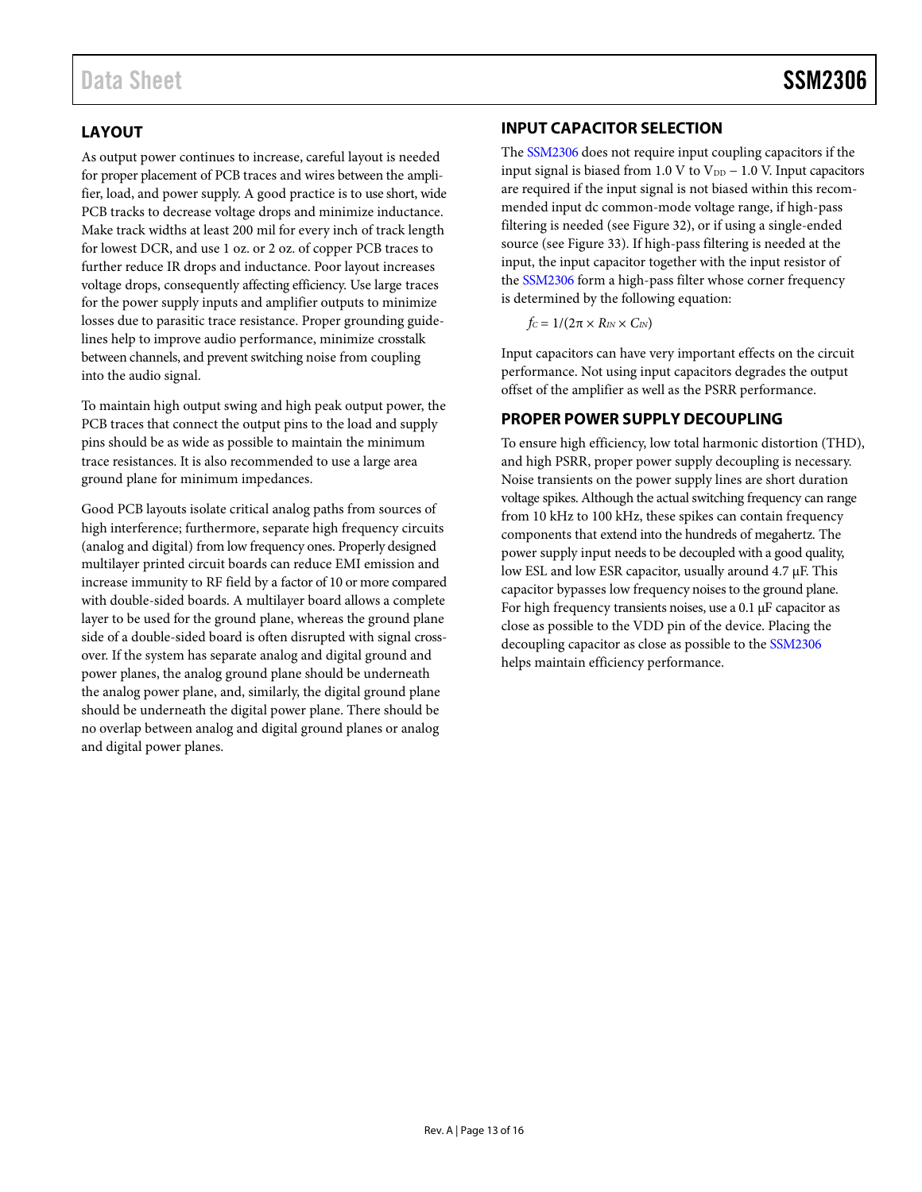## LAYOUT

As output power continues to increase, careful layout is needed for proper placement of PCB traces and wires between the amplifier, load, and power supply. A good practice is to use short, wide PCB tracks to decrease voltage drops and minimize inductance. Make track widths at least 200 mil for every inch of track length for lowest DCR, and use 1 oz. or 2 oz. of copper PCB traces to further reduce IR drops and inductance. Poor layout increases voltage drops, consequently affecting efficiency. Use large traces for the power supply inputs and amplifier outputs to minimize losses due to parasitic trace resistance. Proper grounding guidelines help to improve audio performance, minimize crosstalk between channels, and prevent switching noise from coupling into the audio signal.

To maintain high output swing and high peak output power, the PCB traces that connect the output pins to the load and supply pins should be as wide as possible to maintain the minimum trace resistances. It is also recommended to use a large area ground plane for minimum impedances.

Good PCB layouts isolate critical analog paths from sources of high interference; furthermore, separate high frequency circuits (analog and digital) from low frequency ones. Properly designed multilayer printed circuit boards can reduce EMI emission and increase immunity to RF field by a factor of 10 or more compared with double-sided boards. A multilayer board allows a complete layer to be used for the ground plane, whereas the ground plane side of a double-sided board is often disrupted with signal crossover. If the system has separate analog and digital ground and power planes, the analog ground plane should be underneath the analog power plane, and, similarly, the digital ground plane should be underneath the digital power plane. There should be no overlap between analog and digital ground planes or analog and digital power planes.

## INPUT CAPACITOR SELECTION

The SSM2306 does not require input coupling capacitors if the input signal is biased from 1.0 V to $V_{DD}$ − 1.0 V. Input capacitors are required if the input signal is not biased within this recommended input dc common-mode voltage range, if high-pass filtering is needed (see Figure 32), or if using a single-ended source (see Figure 33). If high-pass filtering is needed at the input, the input capacitor together with the input resistor of the SSM2306 form a high-pass filter whose corner frequency is determined by the following equation:

$$f_C = 1/(2\pi \times R_{IN} \times C_{IN})$$

Input capacitors can have very important effects on the circuit performance. Not using input capacitors degrades the output offset of the amplifier as well as the PSRR performance.

## PROPER POWER SUPPLY DECOUPLING

To ensure high efficiency, low total harmonic distortion (THD), and high PSRR, proper power supply decoupling is necessary. Noise transients on the power supply lines are short duration voltage spikes. Although the actual switching frequency can range from 10 kHz to 100 kHz, these spikes can contain frequency components that extend into the hundreds of megahertz. The power supply input needs to be decoupled with a good quality, low ESL and low ESR capacitor, usually around 4.7 µF. This capacitor bypasses low frequency noises to the ground plane. For high frequency transients noises, use a 0.1 µF capacitor as close as possible to the VDD pin of the device. Placing the decoupling capacitor as close as possible to the SSM2306 helps maintain efficiency performance.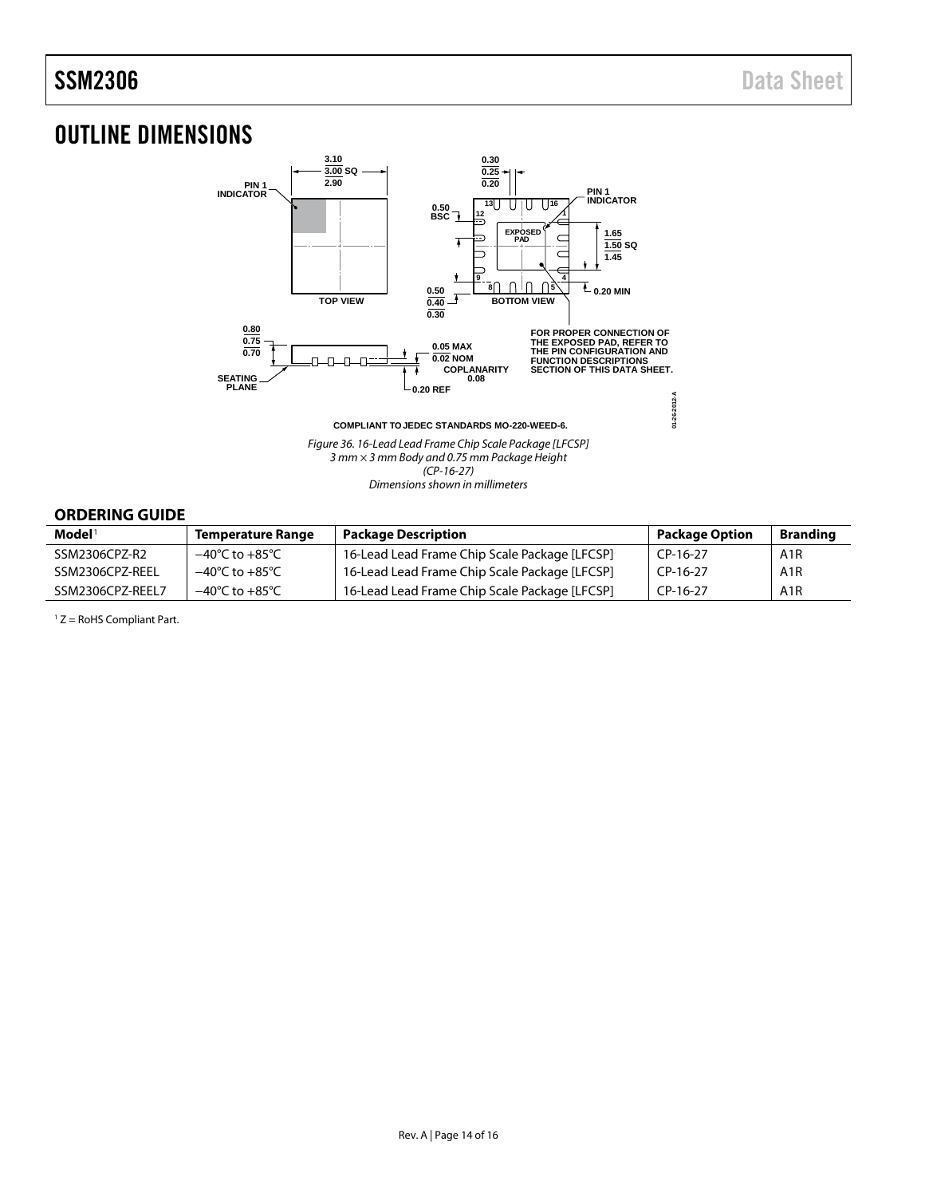# OUTLINE DIMENSIONS

Figure 36. 16-Lead Lead Frame Chip Scale Package [LFCSP]
3 mm × 3 mm Body and 0.75 mm Package Height
(CP-16-27)
Dimensions shown in millimeters

## ORDERING GUIDE

| Model[1] | Temperature Range | Package Description | Package Option | Branding |
|---|---|---|---|---|
| SSM2306CPZ-R2 | −40°C to +85°C | 16-Lead Lead Frame Chip Scale Package [LFCSP] | CP-16-27 | A1R |
| SSM2306CPZ-REEL | −40°C to +85°C | 16-Lead Lead Frame Chip Scale Package [LFCSP] | CP-16-27 | A1R |
| SSM2306CPZ-REEL7 | −40°C to +85°C | 16-Lead Lead Frame Chip Scale Package [LFCSP] | CP-16-27 | A1R |

[1] Z = RoHS Compliant Part.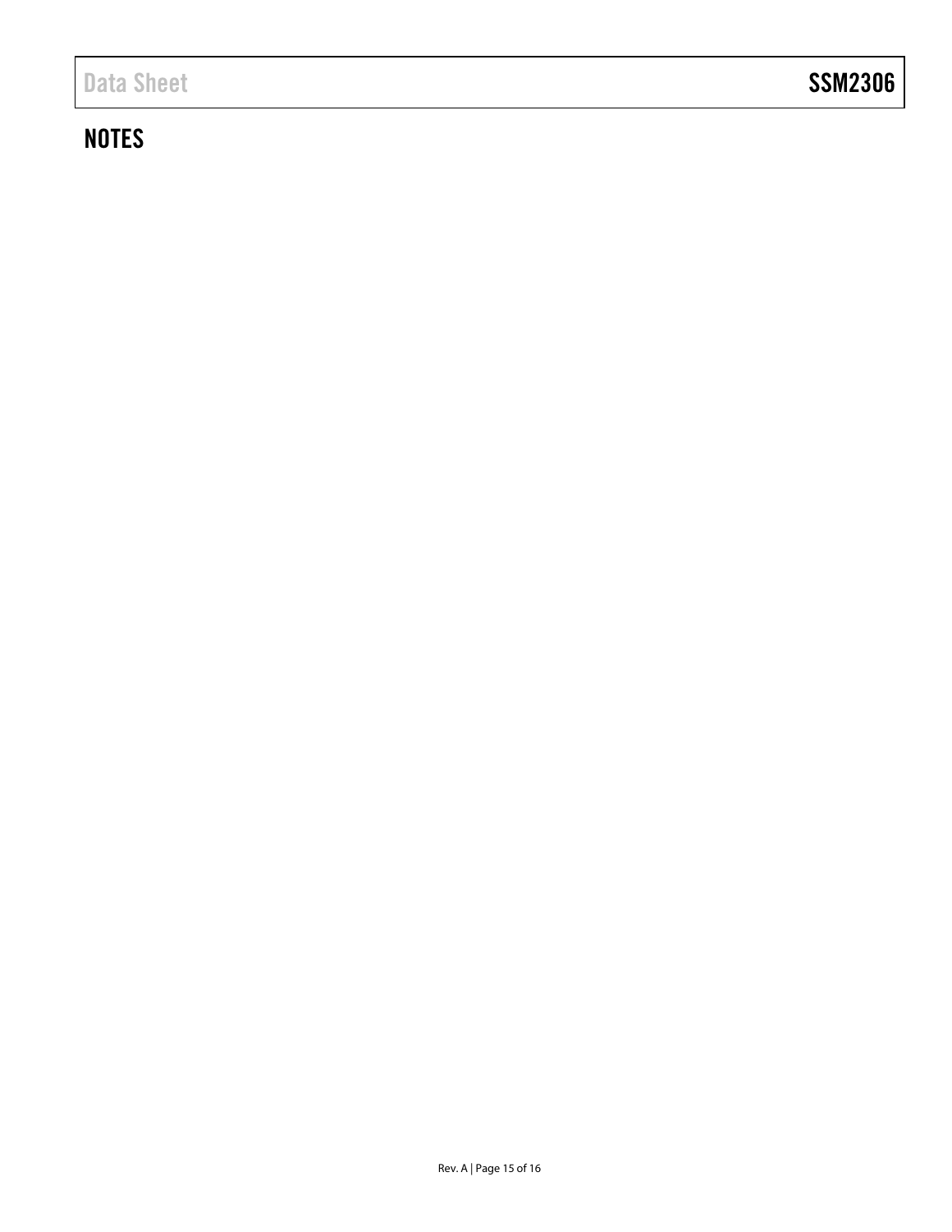## NOTES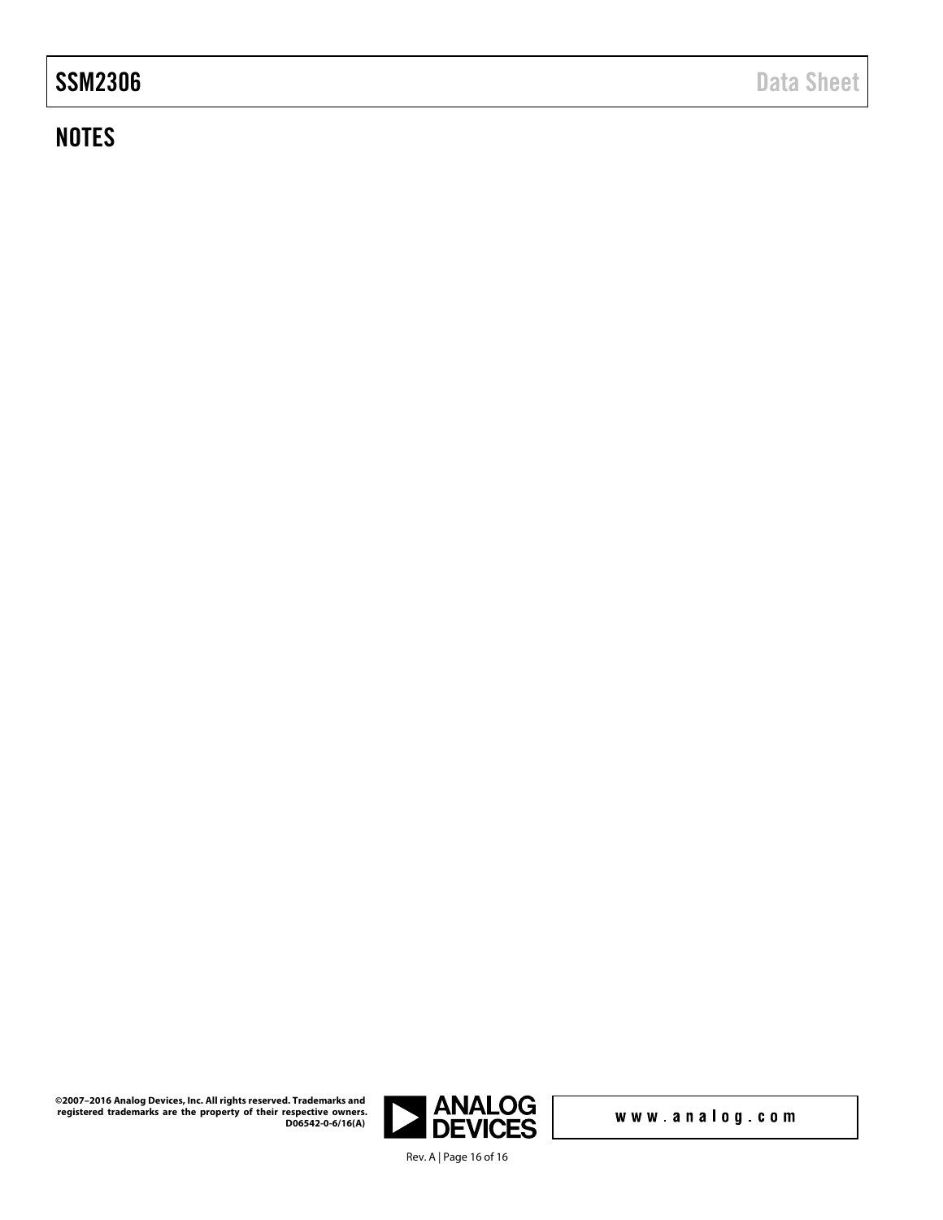## NOTES

©2007–2016 Analog Devices, Inc. All rights reserved. Trademarks and registered trademarks are the property of their respective owners. D06542-0-6/16(A)